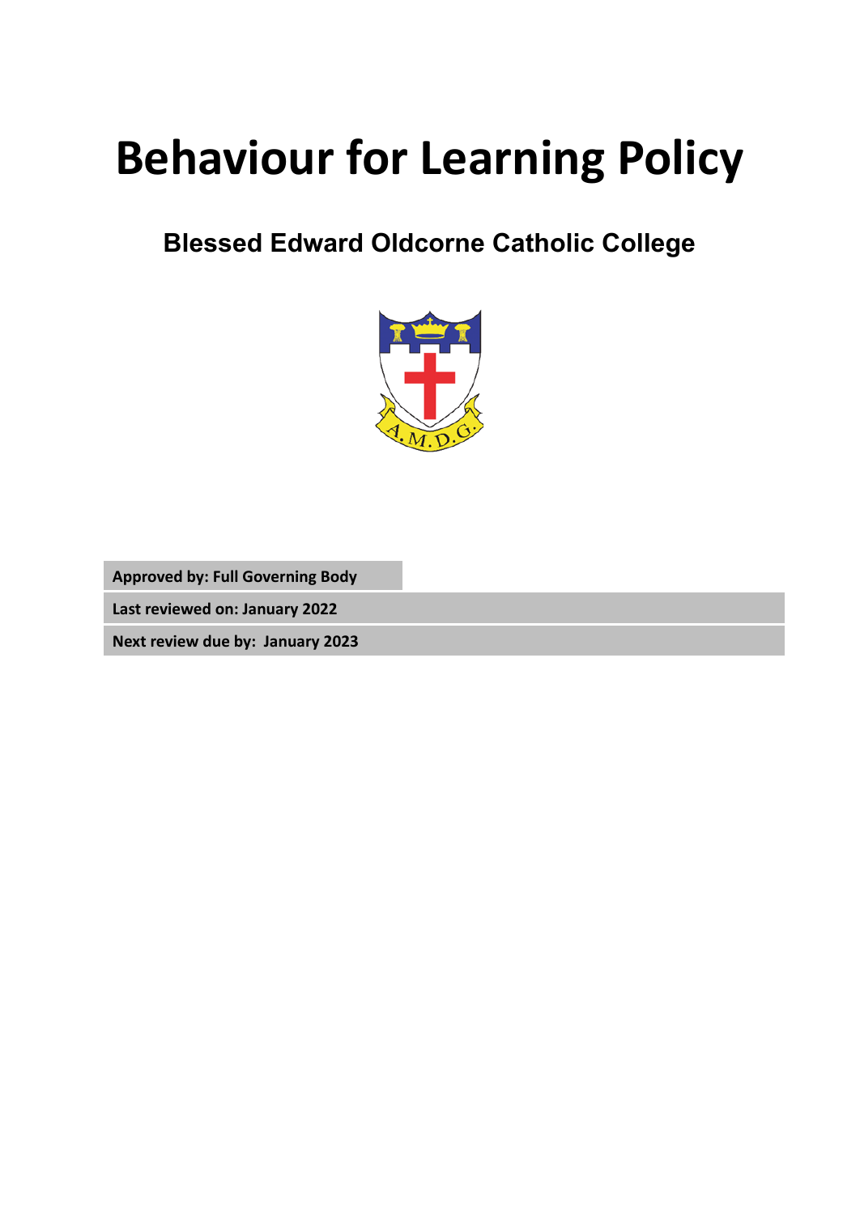# Behaviour for Learning Policy

## Blessed Edward Oldcorne Catholic College

**Approved by: Full Governing Body**

**Last reviewed on: January 2022**

**Next review due by: January 2023**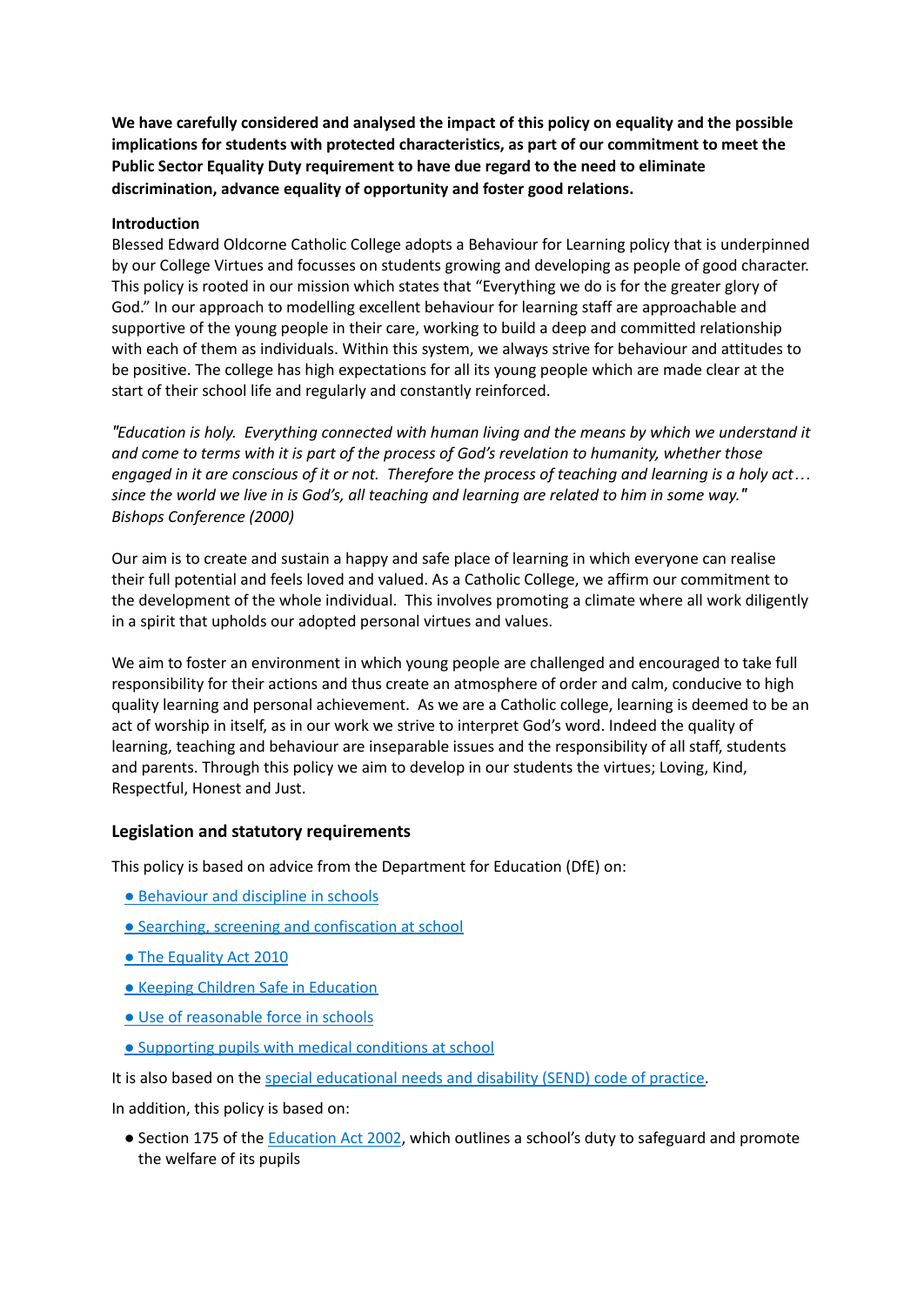**We have carefully considered and analysed the impact of this policy on equality and the possible implications for students with protected characteristics, as part of our commitment to meet the Public Sector Equality Duty requirement to have due regard to the need to eliminate discrimination, advance equality of opportunity and foster good relations.**

**Introduction**

Blessed Edward Oldcorne Catholic College adopts a Behaviour for Learning policy that is underpinned by our College Virtues and focusses on students growing and developing as people of good character. This policy is rooted in our mission which states that "Everything we do is for the greater glory of God." In our approach to modelling excellent behaviour for learning staff are approachable and supportive of the young people in their care, working to build a deep and committed relationship with each of them as individuals. Within this system, we always strive for behaviour and attitudes to be positive. The college has high expectations for all its young people which are made clear at the start of their school life and regularly and constantly reinforced.

*"Education is holy. Everything connected with human living and the means by which we understand it and come to terms with it is part of the process of God's revelation to humanity, whether those engaged in it are conscious of it or not. Therefore the process of teaching and learning is a holy act… since the world we live in is God's, all teaching and learning are related to him in some way." Bishops Conference (2000)*

Our aim is to create and sustain a happy and safe place of learning in which everyone can realise their full potential and feels loved and valued. As a Catholic College, we affirm our commitment to the development of the whole individual. This involves promoting a climate where all work diligently in a spirit that upholds our adopted personal virtues and values.

We aim to foster an environment in which young people are challenged and encouraged to take full responsibility for their actions and thus create an atmosphere of order and calm, conducive to high quality learning and personal achievement. As we are a Catholic college, learning is deemed to be an act of worship in itself, as in our work we strive to interpret God's word. Indeed the quality of learning, teaching and behaviour are inseparable issues and the responsibility of all staff, students and parents. Through this policy we aim to develop in our students the virtues; Loving, Kind, Respectful, Honest and Just.

## Legislation and statutory requirements

This policy is based on advice from the Department for Education (DfE) on:

- Behaviour and discipline in schools
- Searching, screening and confiscation at school
- The Equality Act 2010
- Keeping Children Safe in Education
- Use of reasonable force in schools
- Supporting pupils with medical conditions at school

It is also based on the special educational needs and disability (SEND) code of practice.

In addition, this policy is based on:

- Section 175 of the Education Act 2002, which outlines a school's duty to safeguard and promote the welfare of its pupils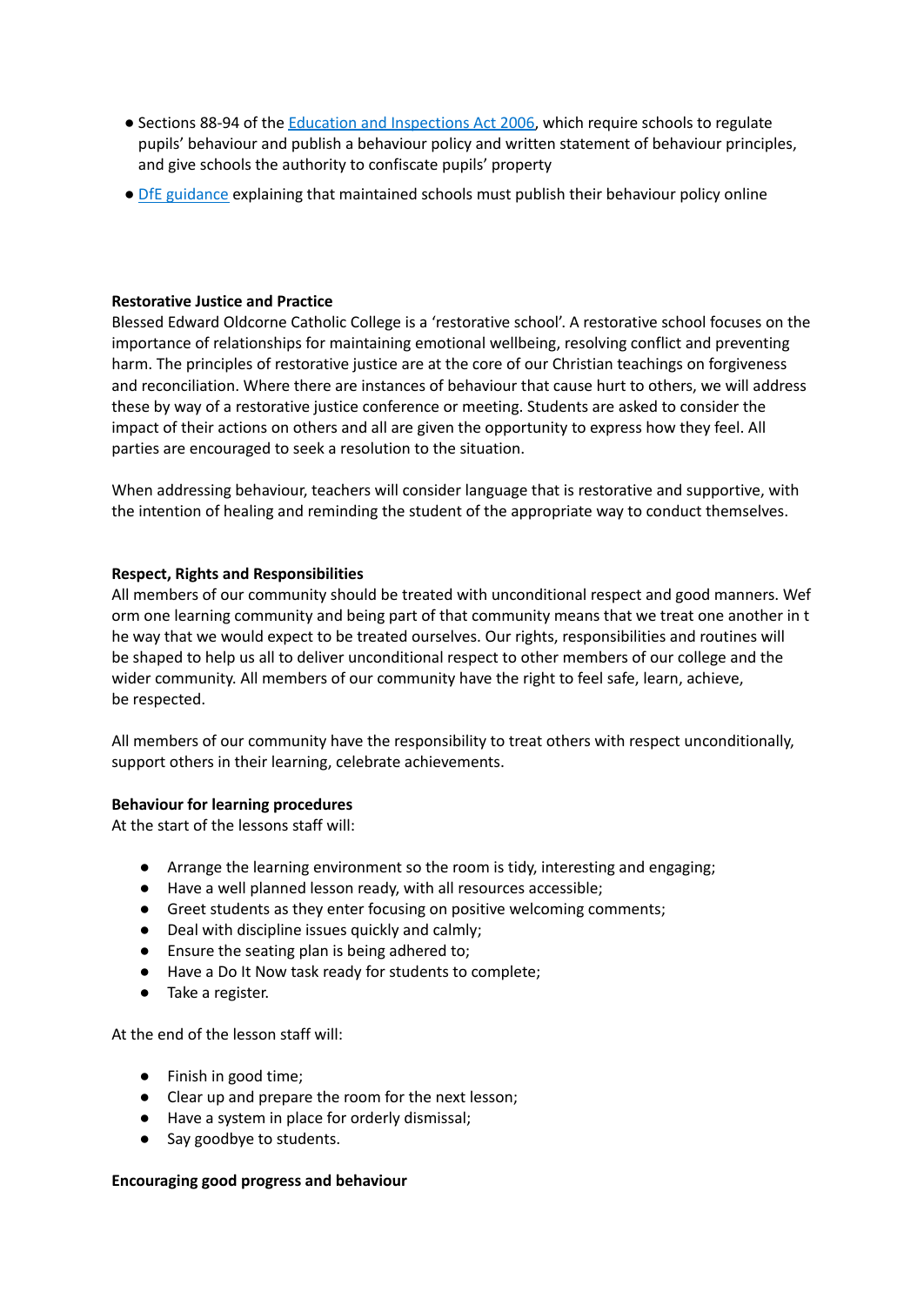- Sections 88-94 of the [Education and Inspections Act 2006](), which require schools to regulate pupils' behaviour and publish a behaviour policy and written statement of behaviour principles, and give schools the authority to confiscate pupils' property
- [DfE guidance]() explaining that maintained schools must publish their behaviour policy online

**Restorative Justice and Practice**

Blessed Edward Oldcorne Catholic College is a 'restorative school'. A restorative school focuses on the importance of relationships for maintaining emotional wellbeing, resolving conflict and preventing harm. The principles of restorative justice are at the core of our Christian teachings on forgiveness and reconciliation. Where there are instances of behaviour that cause hurt to others, we will address these by way of a restorative justice conference or meeting. Students are asked to consider the impact of their actions on others and all are given the opportunity to express how they feel. All parties are encouraged to seek a resolution to the situation.

When addressing behaviour, teachers will consider language that is restorative and supportive, with the intention of healing and reminding the student of the appropriate way to conduct themselves.

**Respect, Rights and Responsibilities**

All members of our community should be treated with unconditional respect and good manners. Wef orm one learning community and being part of that community means that we treat one another in t he way that we would expect to be treated ourselves. Our rights, responsibilities and routines will be shaped to help us all to deliver unconditional respect to other members of our college and the wider community. All members of our community have the right to feel safe, learn, achieve, be respected.

All members of our community have the responsibility to treat others with respect unconditionally, support others in their learning, celebrate achievements.

**Behaviour for learning procedures**

At the start of the lessons staff will:

- Arrange the learning environment so the room is tidy, interesting and engaging;
- Have a well planned lesson ready, with all resources accessible;
- Greet students as they enter focusing on positive welcoming comments;
- Deal with discipline issues quickly and calmly;
- Ensure the seating plan is being adhered to;
- Have a Do It Now task ready for students to complete;
- Take a register.

At the end of the lesson staff will:

- Finish in good time;
- Clear up and prepare the room for the next lesson;
- Have a system in place for orderly dismissal;
- Say goodbye to students.

**Encouraging good progress and behaviour**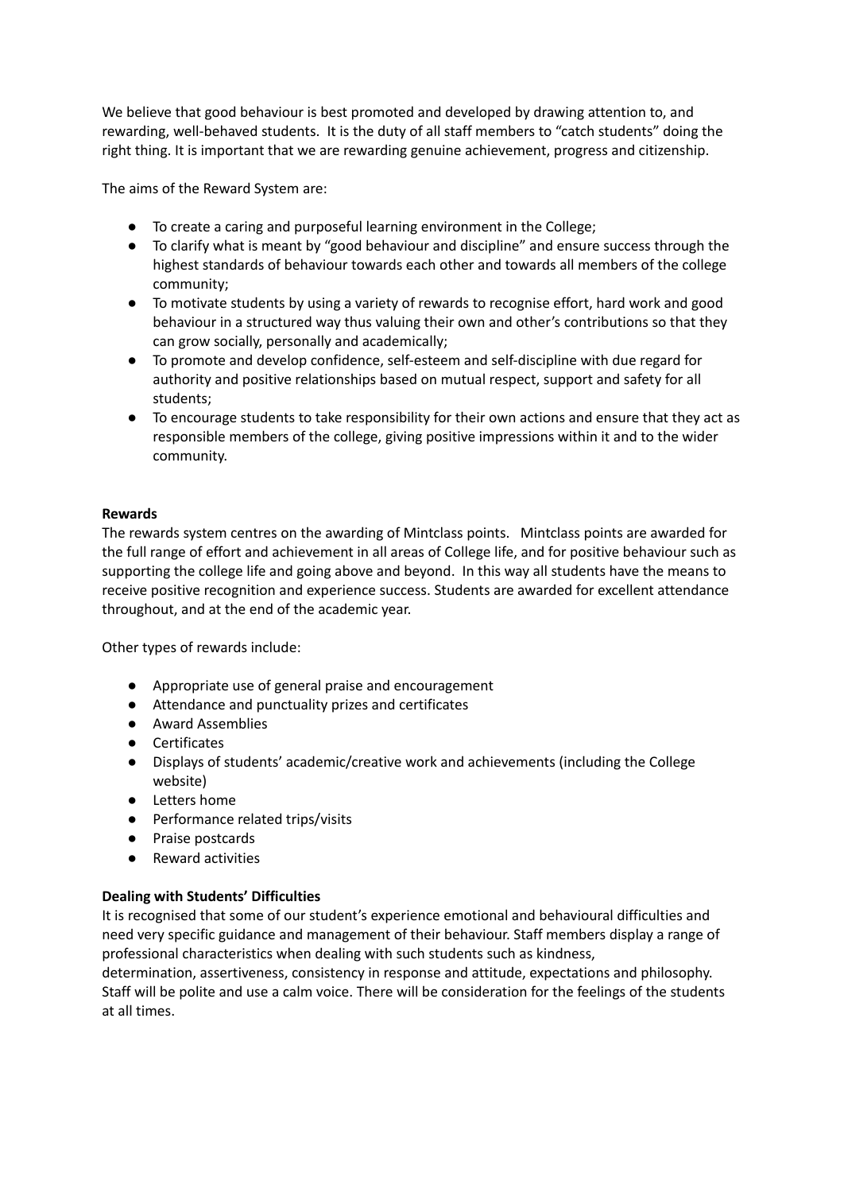We believe that good behaviour is best promoted and developed by drawing attention to, and rewarding, well-behaved students. It is the duty of all staff members to "catch students" doing the right thing. It is important that we are rewarding genuine achievement, progress and citizenship.

The aims of the Reward System are:

- To create a caring and purposeful learning environment in the College;
- To clarify what is meant by "good behaviour and discipline" and ensure success through the highest standards of behaviour towards each other and towards all members of the college community;
- To motivate students by using a variety of rewards to recognise effort, hard work and good behaviour in a structured way thus valuing their own and other's contributions so that they can grow socially, personally and academically;
- To promote and develop confidence, self-esteem and self-discipline with due regard for authority and positive relationships based on mutual respect, support and safety for all students;
- To encourage students to take responsibility for their own actions and ensure that they act as responsible members of the college, giving positive impressions within it and to the wider community.

**Rewards**

The rewards system centres on the awarding of Mintclass points. Mintclass points are awarded for the full range of effort and achievement in all areas of College life, and for positive behaviour such as supporting the college life and going above and beyond. In this way all students have the means to receive positive recognition and experience success. Students are awarded for excellent attendance throughout, and at the end of the academic year.

Other types of rewards include:

- Appropriate use of general praise and encouragement
- Attendance and punctuality prizes and certificates
- Award Assemblies
- Certificates
- Displays of students' academic/creative work and achievements (including the College website)
- Letters home
- Performance related trips/visits
- Praise postcards
- Reward activities

**Dealing with Students' Difficulties**

It is recognised that some of our student's experience emotional and behavioural difficulties and need very specific guidance and management of their behaviour. Staff members display a range of professional characteristics when dealing with such students such as kindness, determination, assertiveness, consistency in response and attitude, expectations and philosophy. Staff will be polite and use a calm voice. There will be consideration for the feelings of the students at all times.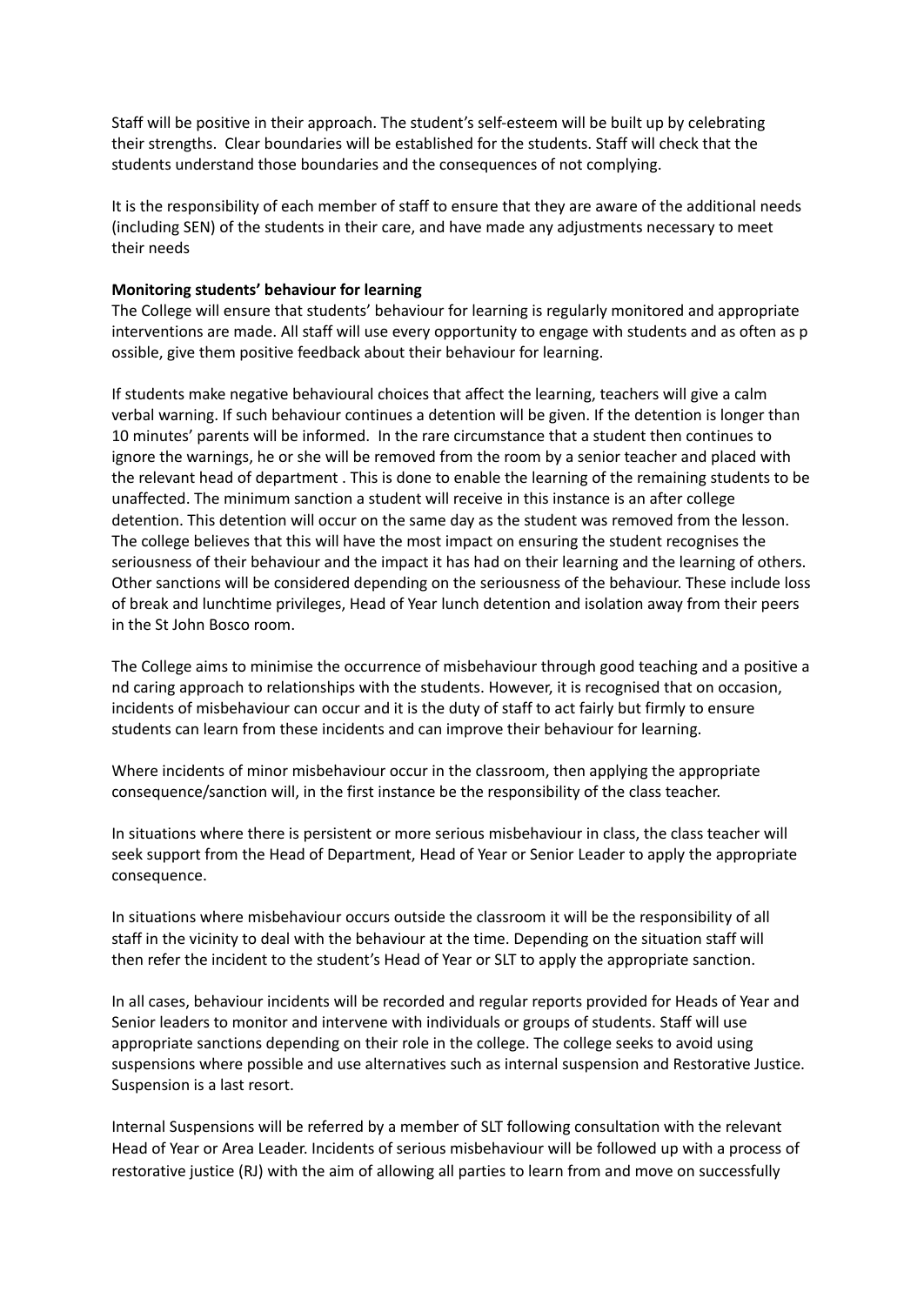Staff will be positive in their approach. The student's self-esteem will be built up by celebrating their strengths. Clear boundaries will be established for the students. Staff will check that the students understand those boundaries and the consequences of not complying.

It is the responsibility of each member of staff to ensure that they are aware of the additional needs (including SEN) of the students in their care, and have made any adjustments necessary to meet their needs

**Monitoring students' behaviour for learning**

The College will ensure that students' behaviour for learning is regularly monitored and appropriate interventions are made. All staff will use every opportunity to engage with students and as often as possible, give them positive feedback about their behaviour for learning.

If students make negative behavioural choices that affect the learning, teachers will give a calm verbal warning. If such behaviour continues a detention will be given. If the detention is longer than 10 minutes' parents will be informed. In the rare circumstance that a student then continues to ignore the warnings, he or she will be removed from the room by a senior teacher and placed with the relevant head of department . This is done to enable the learning of the remaining students to be unaffected. The minimum sanction a student will receive in this instance is an after college detention. This detention will occur on the same day as the student was removed from the lesson. The college believes that this will have the most impact on ensuring the student recognises the seriousness of their behaviour and the impact it has had on their learning and the learning of others. Other sanctions will be considered depending on the seriousness of the behaviour. These include loss of break and lunchtime privileges, Head of Year lunch detention and isolation away from their peers in the St John Bosco room.

The College aims to minimise the occurrence of misbehaviour through good teaching and a positive and caring approach to relationships with the students. However, it is recognised that on occasion, incidents of misbehaviour can occur and it is the duty of staff to act fairly but firmly to ensure students can learn from these incidents and can improve their behaviour for learning.

Where incidents of minor misbehaviour occur in the classroom, then applying the appropriate consequence/sanction will, in the first instance be the responsibility of the class teacher.

In situations where there is persistent or more serious misbehaviour in class, the class teacher will seek support from the Head of Department, Head of Year or Senior Leader to apply the appropriate consequence.

In situations where misbehaviour occurs outside the classroom it will be the responsibility of all staff in the vicinity to deal with the behaviour at the time. Depending on the situation staff will then refer the incident to the student's Head of Year or SLT to apply the appropriate sanction.

In all cases, behaviour incidents will be recorded and regular reports provided for Heads of Year and Senior leaders to monitor and intervene with individuals or groups of students. Staff will use appropriate sanctions depending on their role in the college. The college seeks to avoid using suspensions where possible and use alternatives such as internal suspension and Restorative Justice. Suspension is a last resort.

Internal Suspensions will be referred by a member of SLT following consultation with the relevant Head of Year or Area Leader. Incidents of serious misbehaviour will be followed up with a process of restorative justice (RJ) with the aim of allowing all parties to learn from and move on successfully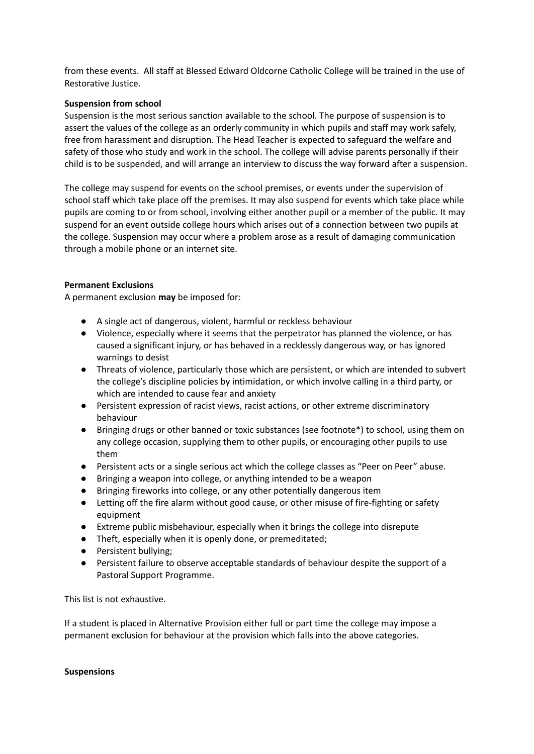from these events. All staff at Blessed Edward Oldcorne Catholic College will be trained in the use of Restorative Justice.

**Suspension from school**

Suspension is the most serious sanction available to the school. The purpose of suspension is to assert the values of the college as an orderly community in which pupils and staff may work safely, free from harassment and disruption. The Head Teacher is expected to safeguard the welfare and safety of those who study and work in the school. The college will advise parents personally if their child is to be suspended, and will arrange an interview to discuss the way forward after a suspension.

The college may suspend for events on the school premises, or events under the supervision of school staff which take place off the premises. It may also suspend for events which take place while pupils are coming to or from school, involving either another pupil or a member of the public. It may suspend for an event outside college hours which arises out of a connection between two pupils at the college. Suspension may occur where a problem arose as a result of damaging communication through a mobile phone or an internet site.

**Permanent Exclusions**

A permanent exclusion **may** be imposed for:

- A single act of dangerous, violent, harmful or reckless behaviour
- Violence, especially where it seems that the perpetrator has planned the violence, or has caused a significant injury, or has behaved in a recklessly dangerous way, or has ignored warnings to desist
- Threats of violence, particularly those which are persistent, or which are intended to subvert the college's discipline policies by intimidation, or which involve calling in a third party, or which are intended to cause fear and anxiety
- Persistent expression of racist views, racist actions, or other extreme discriminatory behaviour
- Bringing drugs or other banned or toxic substances (see footnote*) to school, using them on any college occasion, supplying them to other pupils, or encouraging other pupils to use them
- Persistent acts or a single serious act which the college classes as "Peer on Peer" abuse.
- Bringing a weapon into college, or anything intended to be a weapon
- Bringing fireworks into college, or any other potentially dangerous item
- Letting off the fire alarm without good cause, or other misuse of fire-fighting or safety equipment
- Extreme public misbehaviour, especially when it brings the college into disrepute
- Theft, especially when it is openly done, or premeditated;
- Persistent bullying;
- Persistent failure to observe acceptable standards of behaviour despite the support of a Pastoral Support Programme.

This list is not exhaustive.

If a student is placed in Alternative Provision either full or part time the college may impose a permanent exclusion for behaviour at the provision which falls into the above categories.

**Suspensions**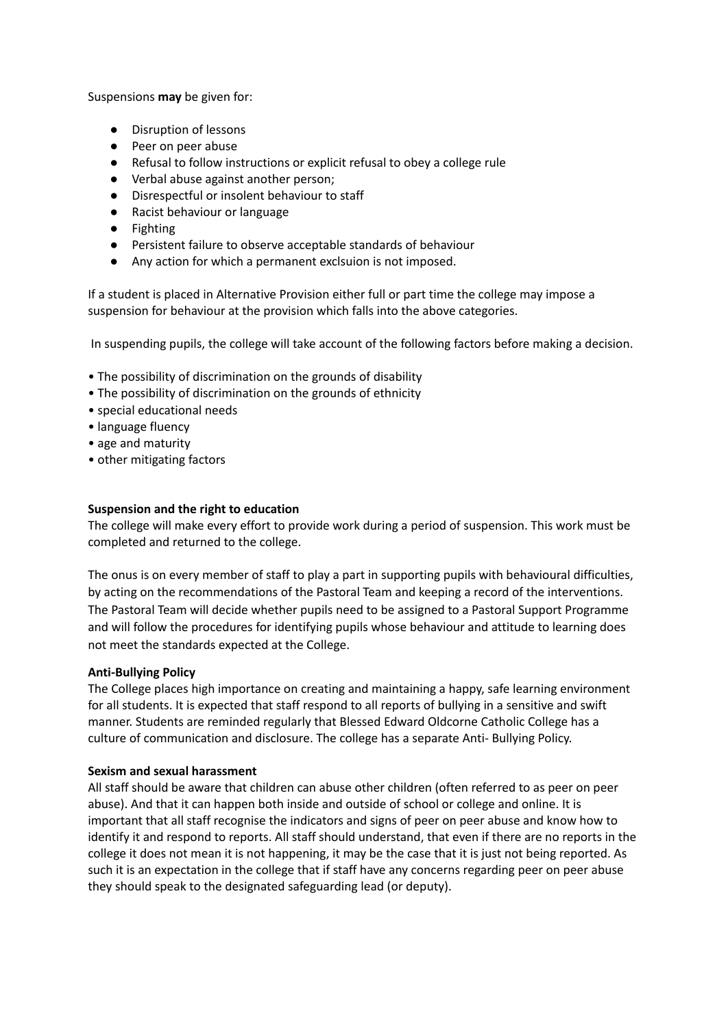Suspensions **may** be given for:

- Disruption of lessons
- Peer on peer abuse
- Refusal to follow instructions or explicit refusal to obey a college rule
- Verbal abuse against another person;
- Disrespectful or insolent behaviour to staff
- Racist behaviour or language
- Fighting
- Persistent failure to observe acceptable standards of behaviour
- Any action for which a permanent exclsuion is not imposed.

If a student is placed in Alternative Provision either full or part time the college may impose a suspension for behaviour at the provision which falls into the above categories.

In suspending pupils, the college will take account of the following factors before making a decision.

- The possibility of discrimination on the grounds of disability
- The possibility of discrimination on the grounds of ethnicity
- special educational needs
- language fluency
- age and maturity
- other mitigating factors

**Suspension and the right to education**

The college will make every effort to provide work during a period of suspension. This work must be completed and returned to the college.

The onus is on every member of staff to play a part in supporting pupils with behavioural difficulties, by acting on the recommendations of the Pastoral Team and keeping a record of the interventions. The Pastoral Team will decide whether pupils need to be assigned to a Pastoral Support Programme and will follow the procedures for identifying pupils whose behaviour and attitude to learning does not meet the standards expected at the College.

**Anti-Bullying Policy**

The College places high importance on creating and maintaining a happy, safe learning environment for all students. It is expected that staff respond to all reports of bullying in a sensitive and swift manner. Students are reminded regularly that Blessed Edward Oldcorne Catholic College has a culture of communication and disclosure. The college has a separate Anti- Bullying Policy.

**Sexism and sexual harassment**

All staff should be aware that children can abuse other children (often referred to as peer on peer abuse). And that it can happen both inside and outside of school or college and online. It is important that all staff recognise the indicators and signs of peer on peer abuse and know how to identify it and respond to reports. All staff should understand, that even if there are no reports in the college it does not mean it is not happening, it may be the case that it is just not being reported. As such it is an expectation in the college that if staff have any concerns regarding peer on peer abuse they should speak to the designated safeguarding lead (or deputy).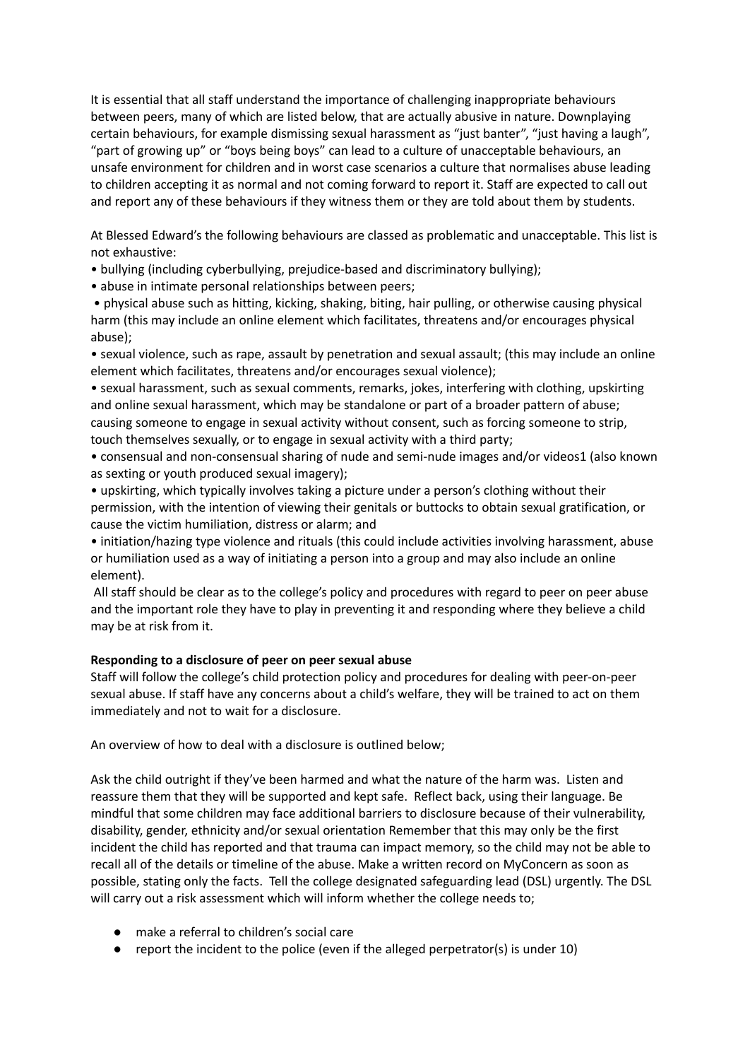It is essential that all staff understand the importance of challenging inappropriate behaviours between peers, many of which are listed below, that are actually abusive in nature. Downplaying certain behaviours, for example dismissing sexual harassment as "just banter", "just having a laugh", "part of growing up" or "boys being boys" can lead to a culture of unacceptable behaviours, an unsafe environment for children and in worst case scenarios a culture that normalises abuse leading to children accepting it as normal and not coming forward to report it. Staff are expected to call out and report any of these behaviours if they witness them or they are told about them by students.

At Blessed Edward's the following behaviours are classed as problematic and unacceptable. This list is not exhaustive:

- bullying (including cyberbullying, prejudice-based and discriminatory bullying);
- abuse in intimate personal relationships between peers;
- physical abuse such as hitting, kicking, shaking, biting, hair pulling, or otherwise causing physical harm (this may include an online element which facilitates, threatens and/or encourages physical abuse);
- sexual violence, such as rape, assault by penetration and sexual assault; (this may include an online element which facilitates, threatens and/or encourages sexual violence);
- sexual harassment, such as sexual comments, remarks, jokes, interfering with clothing, upskirting and online sexual harassment, which may be standalone or part of a broader pattern of abuse; causing someone to engage in sexual activity without consent, such as forcing someone to strip, touch themselves sexually, or to engage in sexual activity with a third party;
- consensual and non-consensual sharing of nude and semi-nude images and/or videos1 (also known as sexting or youth produced sexual imagery);
- upskirting, which typically involves taking a picture under a person's clothing without their permission, with the intention of viewing their genitals or buttocks to obtain sexual gratification, or cause the victim humiliation, distress or alarm; and
- initiation/hazing type violence and rituals (this could include activities involving harassment, abuse or humiliation used as a way of initiating a person into a group and may also include an online element).

All staff should be clear as to the college's policy and procedures with regard to peer on peer abuse and the important role they have to play in preventing it and responding where they believe a child may be at risk from it.

**Responding to a disclosure of peer on peer sexual abuse**

Staff will follow the college's child protection policy and procedures for dealing with peer-on-peer sexual abuse. If staff have any concerns about a child's welfare, they will be trained to act on them immediately and not to wait for a disclosure.

An overview of how to deal with a disclosure is outlined below;

Ask the child outright if they've been harmed and what the nature of the harm was. Listen and reassure them that they will be supported and kept safe. Reflect back, using their language. Be mindful that some children may face additional barriers to disclosure because of their vulnerability, disability, gender, ethnicity and/or sexual orientation Remember that this may only be the first incident the child has reported and that trauma can impact memory, so the child may not be able to recall all of the details or timeline of the abuse. Make a written record on MyConcern as soon as possible, stating only the facts. Tell the college designated safeguarding lead (DSL) urgently. The DSL will carry out a risk assessment which will inform whether the college needs to;

- make a referral to children's social care
- report the incident to the police (even if the alleged perpetrator(s) is under 10)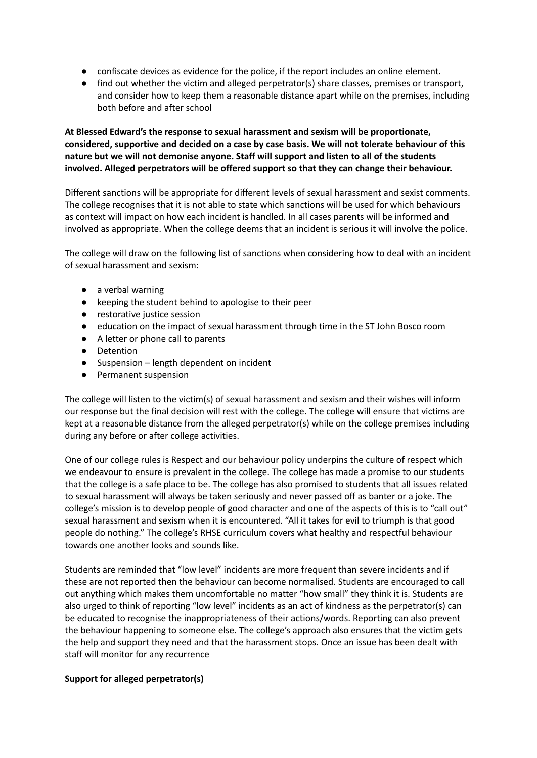- confiscate devices as evidence for the police, if the report includes an online element.
- find out whether the victim and alleged perpetrator(s) share classes, premises or transport, and consider how to keep them a reasonable distance apart while on the premises, including both before and after school

**At Blessed Edward's the response to sexual harassment and sexism will be proportionate, considered, supportive and decided on a case by case basis. We will not tolerate behaviour of this nature but we will not demonise anyone. Staff will support and listen to all of the students involved. Alleged perpetrators will be offered support so that they can change their behaviour.**

Different sanctions will be appropriate for different levels of sexual harassment and sexist comments. The college recognises that it is not able to state which sanctions will be used for which behaviours as context will impact on how each incident is handled. In all cases parents will be informed and involved as appropriate. When the college deems that an incident is serious it will involve the police.

The college will draw on the following list of sanctions when considering how to deal with an incident of sexual harassment and sexism:

- a verbal warning
- keeping the student behind to apologise to their peer
- restorative justice session
- education on the impact of sexual harassment through time in the ST John Bosco room
- A letter or phone call to parents
- Detention
- Suspension – length dependent on incident
- Permanent suspension

The college will listen to the victim(s) of sexual harassment and sexism and their wishes will inform our response but the final decision will rest with the college. The college will ensure that victims are kept at a reasonable distance from the alleged perpetrator(s) while on the college premises including during any before or after college activities.

One of our college rules is Respect and our behaviour policy underpins the culture of respect which we endeavour to ensure is prevalent in the college. The college has made a promise to our students that the college is a safe place to be. The college has also promised to students that all issues related to sexual harassment will always be taken seriously and never passed off as banter or a joke. The college's mission is to develop people of good character and one of the aspects of this is to "call out" sexual harassment and sexism when it is encountered. "All it takes for evil to triumph is that good people do nothing." The college's RHSE curriculum covers what healthy and respectful behaviour towards one another looks and sounds like.

Students are reminded that "low level" incidents are more frequent than severe incidents and if these are not reported then the behaviour can become normalised. Students are encouraged to call out anything which makes them uncomfortable no matter "how small" they think it is. Students are also urged to think of reporting "low level" incidents as an act of kindness as the perpetrator(s) can be educated to recognise the inappropriateness of their actions/words. Reporting can also prevent the behaviour happening to someone else. The college's approach also ensures that the victim gets the help and support they need and that the harassment stops. Once an issue has been dealt with staff will monitor for any recurrence

**Support for alleged perpetrator(s)**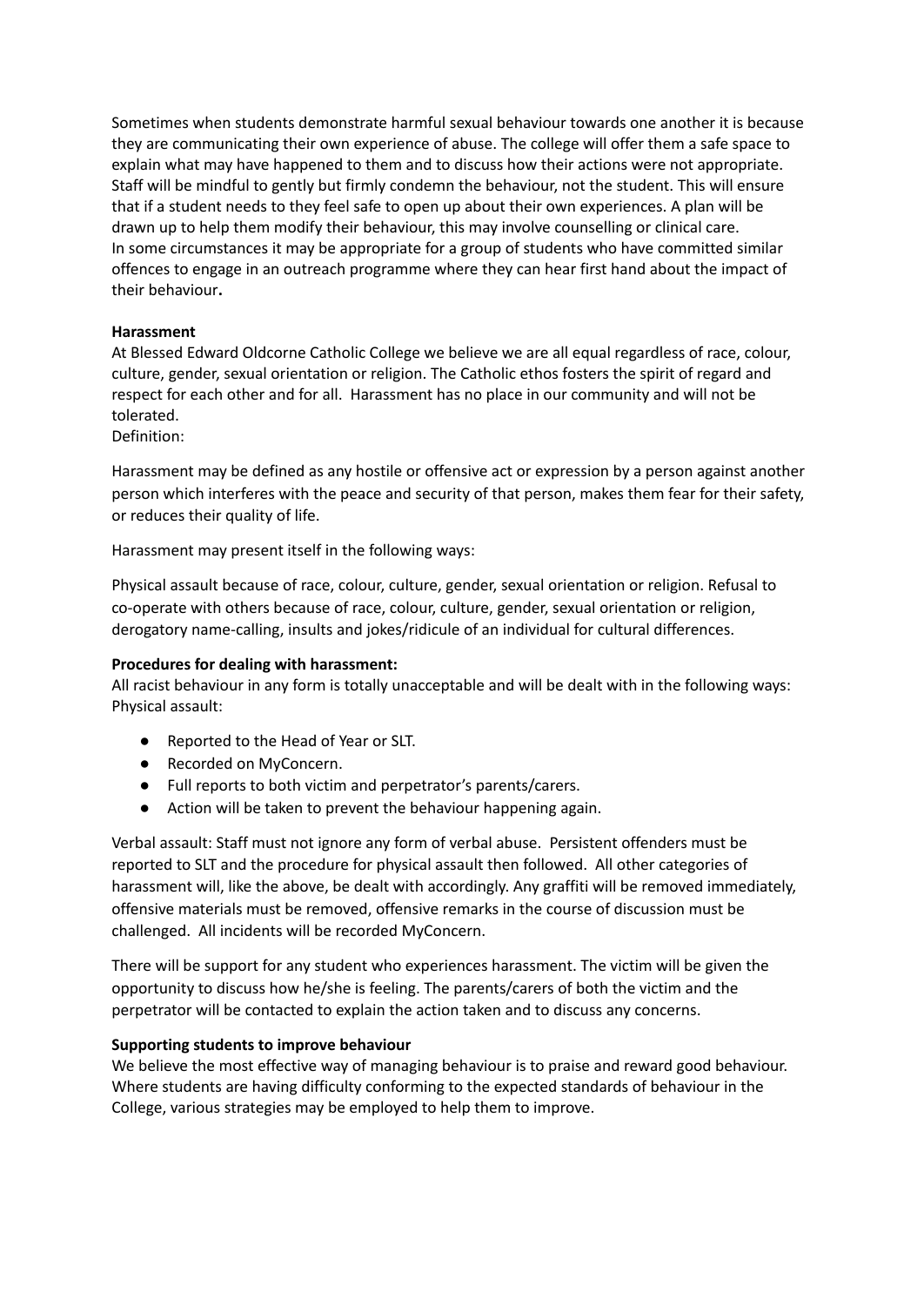Sometimes when students demonstrate harmful sexual behaviour towards one another it is because they are communicating their own experience of abuse. The college will offer them a safe space to explain what may have happened to them and to discuss how their actions were not appropriate. Staff will be mindful to gently but firmly condemn the behaviour, not the student. This will ensure that if a student needs to they feel safe to open up about their own experiences. A plan will be drawn up to help them modify their behaviour, this may involve counselling or clinical care.
In some circumstances it may be appropriate for a group of students who have committed similar offences to engage in an outreach programme where they can hear first hand about the impact of their behaviour**.**

**Harassment**
At Blessed Edward Oldcorne Catholic College we believe we are all equal regardless of race, colour, culture, gender, sexual orientation or religion. The Catholic ethos fosters the spirit of regard and respect for each other and for all. Harassment has no place in our community and will not be tolerated.
Definition:

Harassment may be defined as any hostile or offensive act or expression by a person against another person which interferes with the peace and security of that person, makes them fear for their safety, or reduces their quality of life.

Harassment may present itself in the following ways:

Physical assault because of race, colour, culture, gender, sexual orientation or religion. Refusal to co-operate with others because of race, colour, culture, gender, sexual orientation or religion, derogatory name-calling, insults and jokes/ridicule of an individual for cultural differences.

**Procedures for dealing with harassment:**
All racist behaviour in any form is totally unacceptable and will be dealt with in the following ways:
Physical assault:

- Reported to the Head of Year or SLT.
- Recorded on MyConcern.
- Full reports to both victim and perpetrator's parents/carers.
- Action will be taken to prevent the behaviour happening again.

Verbal assault: Staff must not ignore any form of verbal abuse. Persistent offenders must be reported to SLT and the procedure for physical assault then followed. All other categories of harassment will, like the above, be dealt with accordingly. Any graffiti will be removed immediately, offensive materials must be removed, offensive remarks in the course of discussion must be challenged. All incidents will be recorded MyConcern.

There will be support for any student who experiences harassment. The victim will be given the opportunity to discuss how he/she is feeling. The parents/carers of both the victim and the perpetrator will be contacted to explain the action taken and to discuss any concerns.

**Supporting students to improve behaviour**
We believe the most effective way of managing behaviour is to praise and reward good behaviour. Where students are having difficulty conforming to the expected standards of behaviour in the College, various strategies may be employed to help them to improve.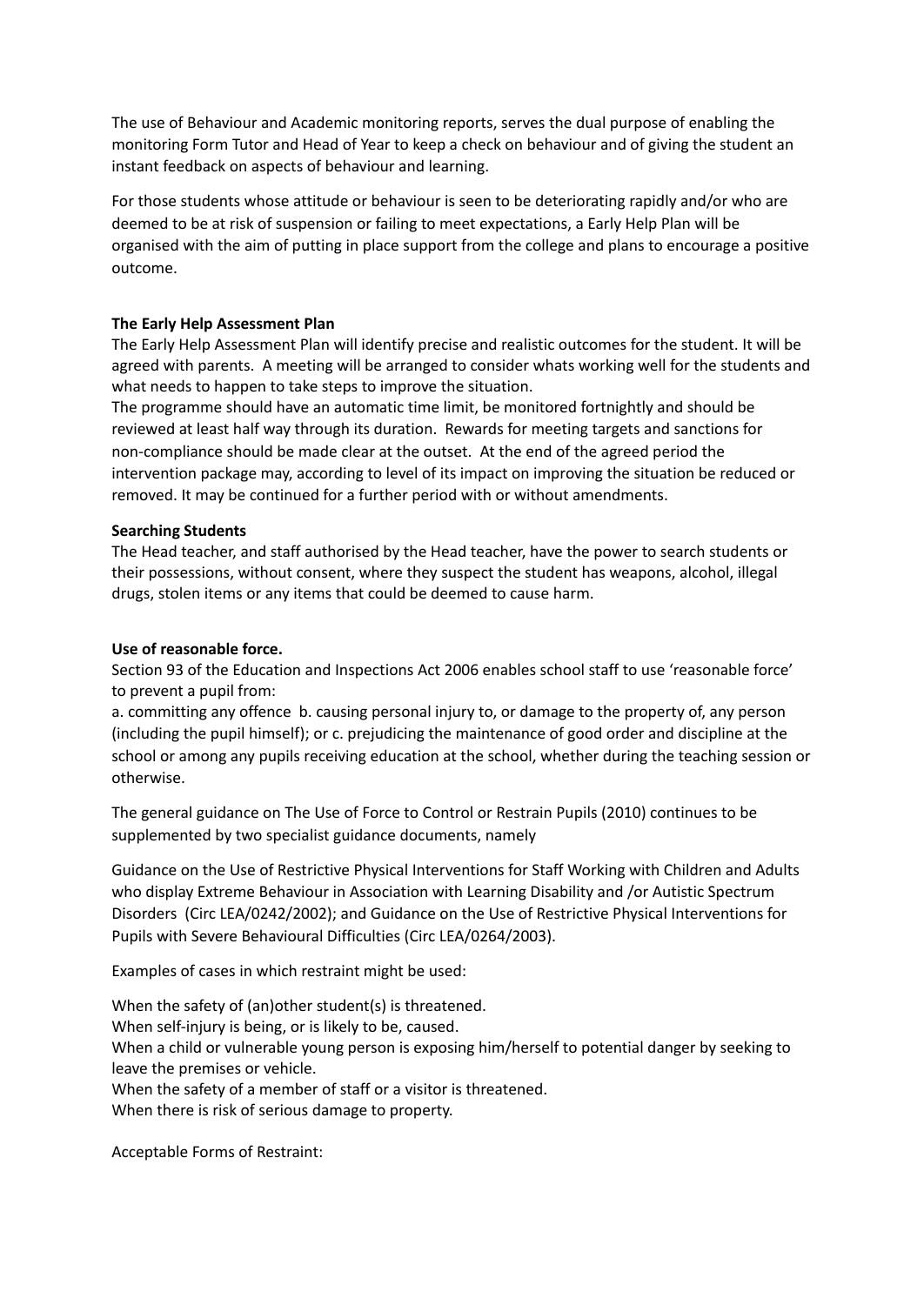The use of Behaviour and Academic monitoring reports, serves the dual purpose of enabling the monitoring Form Tutor and Head of Year to keep a check on behaviour and of giving the student an instant feedback on aspects of behaviour and learning.

For those students whose attitude or behaviour is seen to be deteriorating rapidly and/or who are deemed to be at risk of suspension or failing to meet expectations, a Early Help Plan will be organised with the aim of putting in place support from the college and plans to encourage a positive outcome.

**The Early Help Assessment Plan**

The Early Help Assessment Plan will identify precise and realistic outcomes for the student. It will be agreed with parents. A meeting will be arranged to consider whats working well for the students and what needs to happen to take steps to improve the situation.

The programme should have an automatic time limit, be monitored fortnightly and should be reviewed at least half way through its duration. Rewards for meeting targets and sanctions for non-compliance should be made clear at the outset. At the end of the agreed period the intervention package may, according to level of its impact on improving the situation be reduced or removed. It may be continued for a further period with or without amendments.

**Searching Students**

The Head teacher, and staff authorised by the Head teacher, have the power to search students or their possessions, without consent, where they suspect the student has weapons, alcohol, illegal drugs, stolen items or any items that could be deemed to cause harm.

**Use of reasonable force.**

Section 93 of the Education and Inspections Act 2006 enables school staff to use 'reasonable force' to prevent a pupil from:

a. committing any offence b. causing personal injury to, or damage to the property of, any person (including the pupil himself); or c. prejudicing the maintenance of good order and discipline at the school or among any pupils receiving education at the school, whether during the teaching session or otherwise.

The general guidance on The Use of Force to Control or Restrain Pupils (2010) continues to be supplemented by two specialist guidance documents, namely

Guidance on the Use of Restrictive Physical Interventions for Staff Working with Children and Adults who display Extreme Behaviour in Association with Learning Disability and /or Autistic Spectrum Disorders (Circ LEA/0242/2002); and Guidance on the Use of Restrictive Physical Interventions for Pupils with Severe Behavioural Difficulties (Circ LEA/0264/2003).

Examples of cases in which restraint might be used:

When the safety of (an)other student(s) is threatened.
When self-injury is being, or is likely to be, caused.
When a child or vulnerable young person is exposing him/herself to potential danger by seeking to leave the premises or vehicle.
When the safety of a member of staff or a visitor is threatened.
When there is risk of serious damage to property.

Acceptable Forms of Restraint: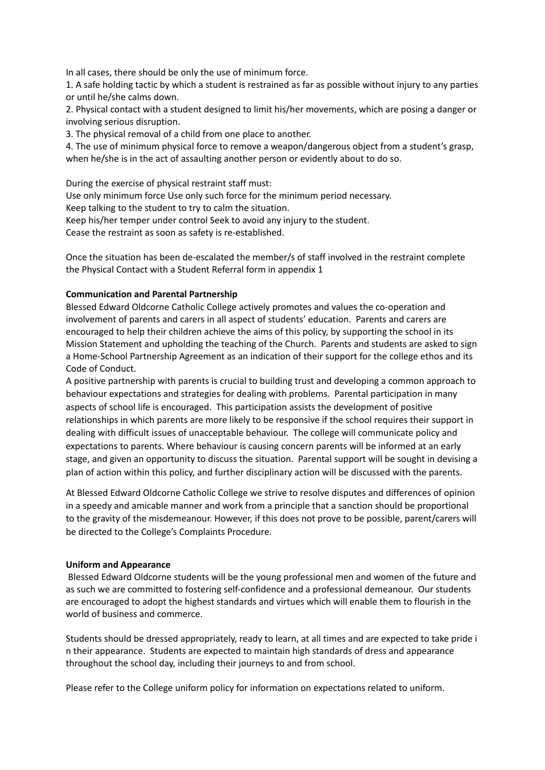In all cases, there should be only the use of minimum force.

1. A safe holding tactic by which a student is restrained as far as possible without injury to any parties or until he/she calms down.
2. Physical contact with a student designed to limit his/her movements, which are posing a danger or involving serious disruption.
3. The physical removal of a child from one place to another.
4. The use of minimum physical force to remove a weapon/dangerous object from a student's grasp, when he/she is in the act of assaulting another person or evidently about to do so.

During the exercise of physical restraint staff must:
Use only minimum force Use only such force for the minimum period necessary.
Keep talking to the student to try to calm the situation.
Keep his/her temper under control Seek to avoid any injury to the student.
Cease the restraint as soon as safety is re-established.

Once the situation has been de-escalated the member/s of staff involved in the restraint complete the Physical Contact with a Student Referral form in appendix 1

**Communication and Parental Partnership**

Blessed Edward Oldcorne Catholic College actively promotes and values the co-operation and involvement of parents and carers in all aspect of students' education. Parents and carers are encouraged to help their children achieve the aims of this policy, by supporting the school in its Mission Statement and upholding the teaching of the Church. Parents and students are asked to sign a Home-School Partnership Agreement as an indication of their support for the college ethos and its Code of Conduct.

A positive partnership with parents is crucial to building trust and developing a common approach to behaviour expectations and strategies for dealing with problems. Parental participation in many aspects of school life is encouraged. This participation assists the development of positive relationships in which parents are more likely to be responsive if the school requires their support in dealing with difficult issues of unacceptable behaviour. The college will communicate policy and expectations to parents. Where behaviour is causing concern parents will be informed at an early stage, and given an opportunity to discuss the situation. Parental support will be sought in devising a plan of action within this policy, and further disciplinary action will be discussed with the parents.

At Blessed Edward Oldcorne Catholic College we strive to resolve disputes and differences of opinion in a speedy and amicable manner and work from a principle that a sanction should be proportional to the gravity of the misdemeanour. However, if this does not prove to be possible, parent/carers will be directed to the College's Complaints Procedure.

**Uniform and Appearance**

Blessed Edward Oldcorne students will be the young professional men and women of the future and as such we are committed to fostering self-confidence and a professional demeanour. Our students are encouraged to adopt the highest standards and virtues which will enable them to flourish in the world of business and commerce.

Students should be dressed appropriately, ready to learn, at all times and are expected to take pride i n their appearance. Students are expected to maintain high standards of dress and appearance throughout the school day, including their journeys to and from school.

Please refer to the College uniform policy for information on expectations related to uniform.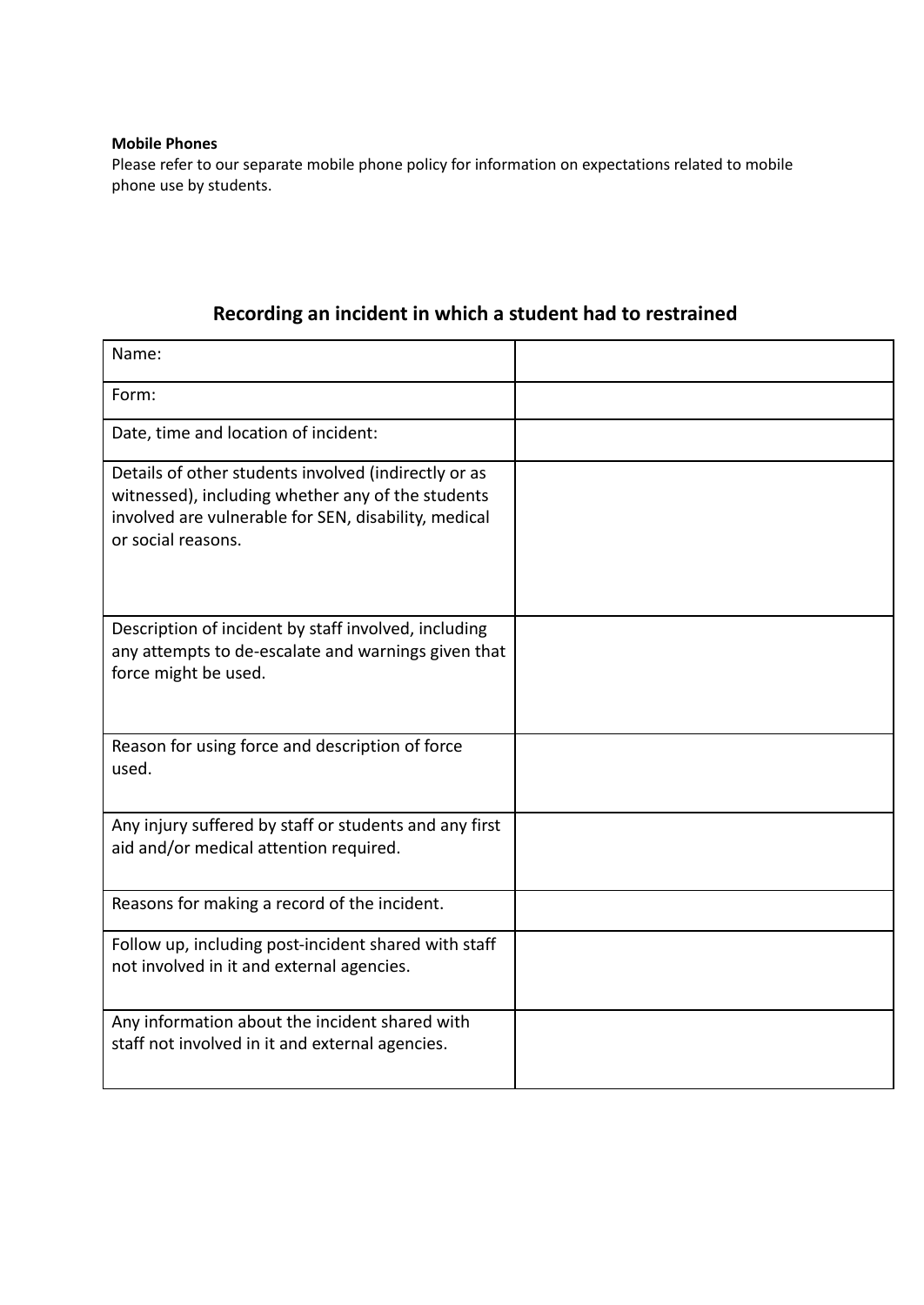**Mobile Phones**
Please refer to our separate mobile phone policy for information on expectations related to mobile phone use by students.

## Recording an incident in which a student had to restrained

| | |
|---|---|
| Name: | |
| Form: | |
| Date, time and location of incident: | |
| Details of other students involved (indirectly or as witnessed), including whether any of the students involved are vulnerable for SEN, disability, medical or social reasons. | |
| Description of incident by staff involved, including any attempts to de-escalate and warnings given that force might be used. | |
| Reason for using force and description of force used. | |
| Any injury suffered by staff or students and any first aid and/or medical attention required. | |
| Reasons for making a record of the incident. | |
| Follow up, including post-incident shared with staff not involved in it and external agencies. | |
| Any information about the incident shared with staff not involved in it and external agencies. | |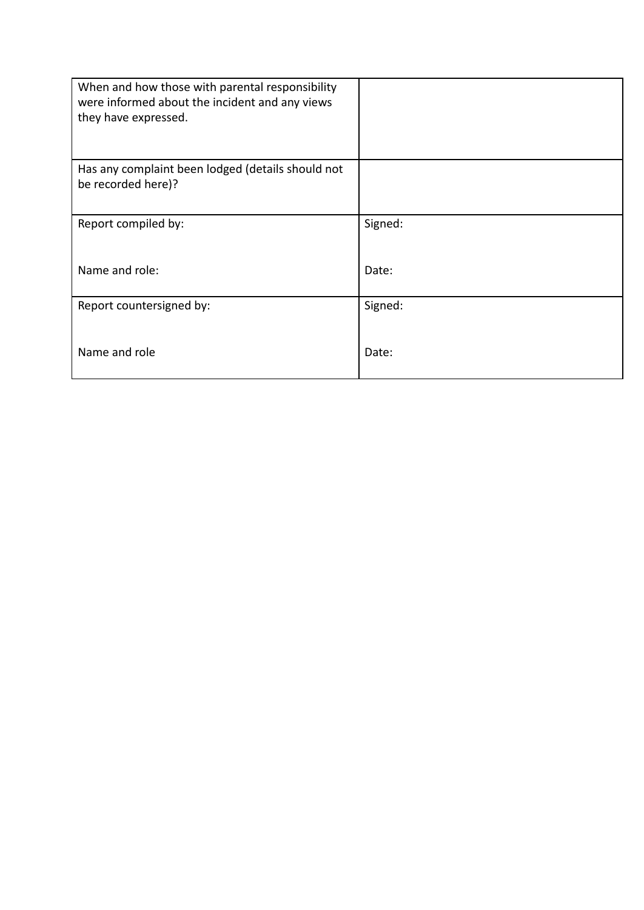| | |
|---|---|
| When and how those with parental responsibility were informed about the incident and any views they have expressed. | |
| Has any complaint been lodged (details should not be recorded here)? | |
| Report compiled by:<br><br>Name and role: | Signed:<br><br>Date: |
| Report countersigned by:<br><br>Name and role | Signed:<br><br>Date: |